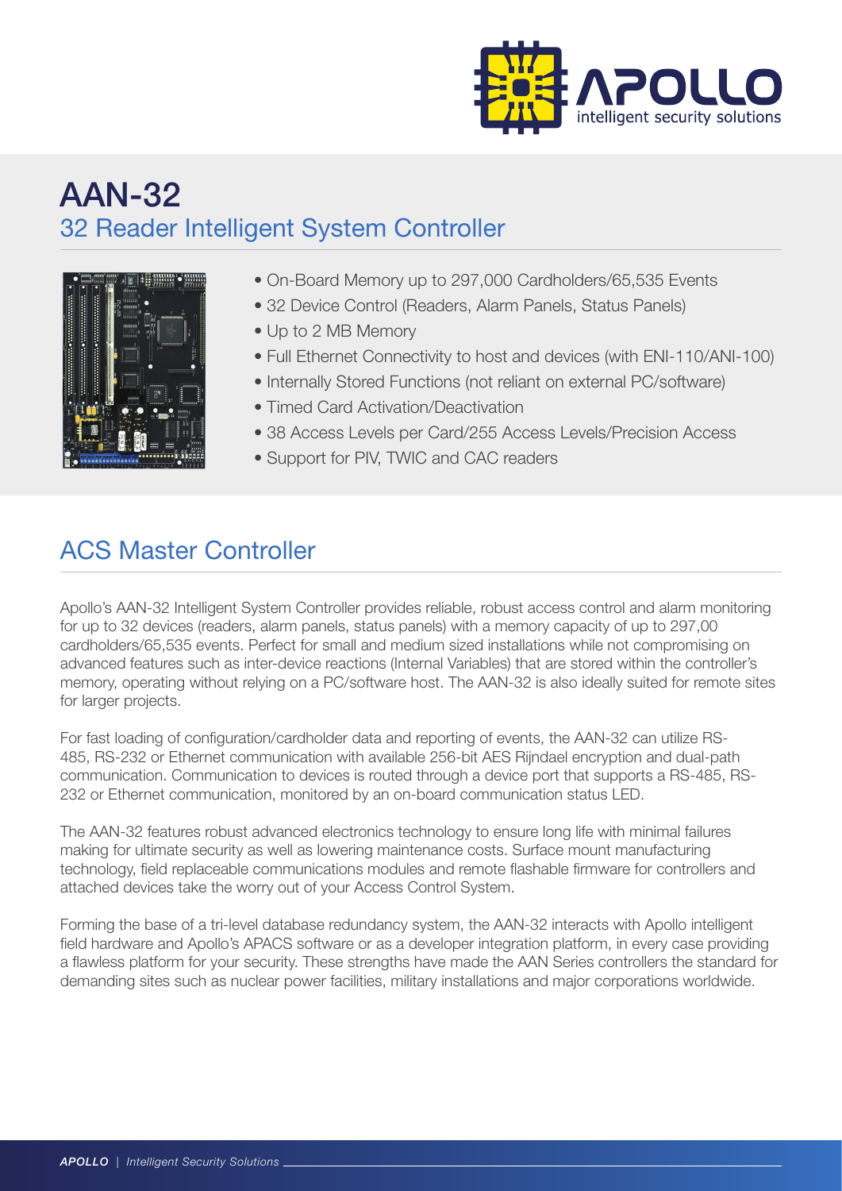# AAN-32

## 32 Reader Intelligent System Controller

- On-Board Memory up to 297,000 Cardholders/65,535 Events
- 32 Device Control (Readers, Alarm Panels, Status Panels)
- Up to 2 MB Memory
- Full Ethernet Connectivity to host and devices (with ENI-110/ANI-100)
- Internally Stored Functions (not reliant on external PC/software)
- Timed Card Activation/Deactivation
- 38 Access Levels per Card/255 Access Levels/Precision Access
- Support for PIV, TWIC and CAC readers

## ACS Master Controller

Apollo's AAN-32 Intelligent System Controller provides reliable, robust access control and alarm monitoring for up to 32 devices (readers, alarm panels, status panels) with a memory capacity of up to 297,00 cardholders/65,535 events. Perfect for small and medium sized installations while not compromising on advanced features such as inter-device reactions (Internal Variables) that are stored within the controller's memory, operating without relying on a PC/software host. The AAN-32 is also ideally suited for remote sites for larger projects.

For fast loading of configuration/cardholder data and reporting of events, the AAN-32 can utilize RS-485, RS-232 or Ethernet communication with available 256-bit AES Rijndael encryption and dual-path communication. Communication to devices is routed through a device port that supports a RS-485, RS-232 or Ethernet communication, monitored by an on-board communication status LED.

The AAN-32 features robust advanced electronics technology to ensure long life with minimal failures making for ultimate security as well as lowering maintenance costs. Surface mount manufacturing technology, field replaceable communications modules and remote flashable firmware for controllers and attached devices take the worry out of your Access Control System.

Forming the base of a tri-level database redundancy system, the AAN-32 interacts with Apollo intelligent field hardware and Apollo's APACS software or as a developer integration platform, in every case providing a flawless platform for your security. These strengths have made the AAN Series controllers the standard for demanding sites such as nuclear power facilities, military installations and major corporations worldwide.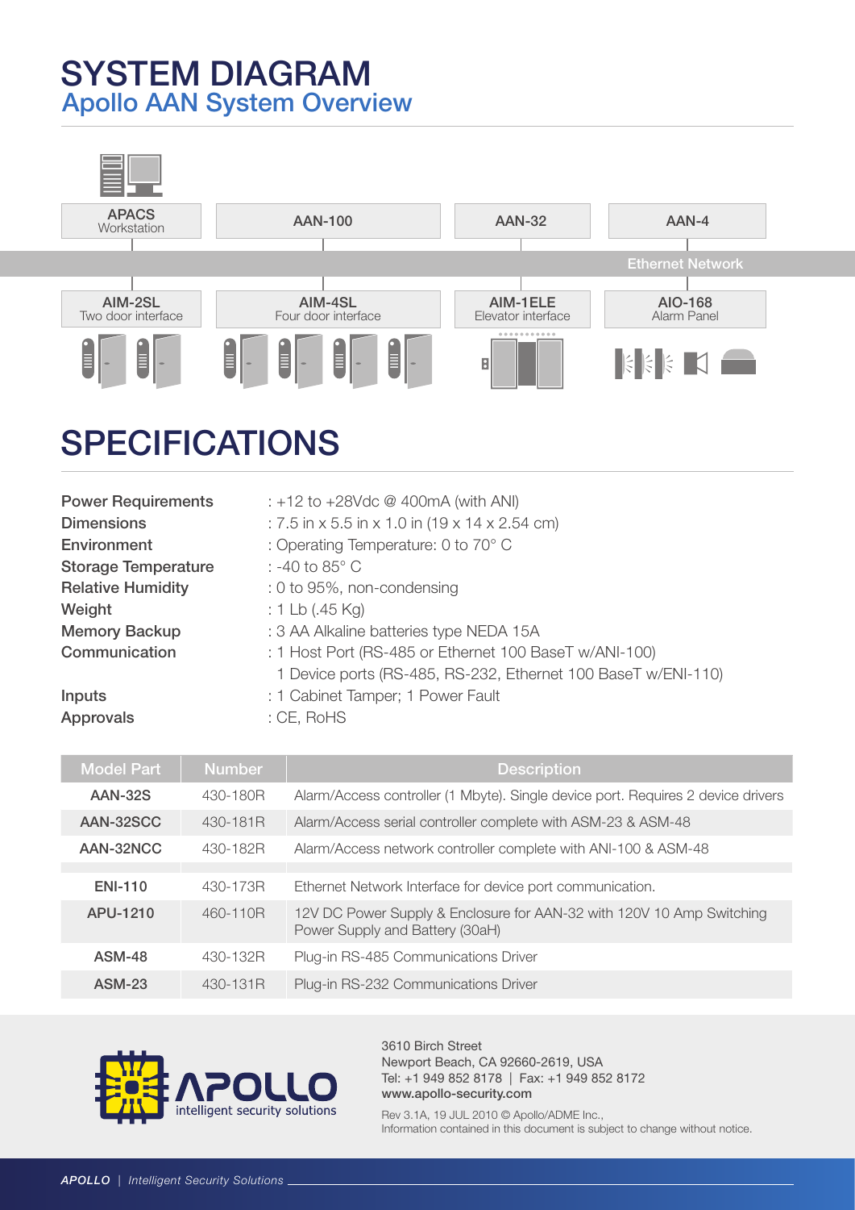# SYSTEM DIAGRAM

## Apollo AAN System Overview

APACS Workstation

AAN-100

AAN-32

AAN-4

Ethernet Network

AIM-2SL
Two door interface

AIM-4SL
Four door interface

AIM-1ELE
Elevator interface

AIO-168
Alarm Panel

# SPECIFICATIONS

| | |
|---|---|
| **Power Requirements** | : +12 to +28Vdc @ 400mA (with ANI) |
| **Dimensions** | : 7.5 in x 5.5 in x 1.0 in (19 x 14 x 2.54 cm) |
| **Environment** | : Operating Temperature: 0 to 70° C |
| **Storage Temperature** | : -40 to 85° C |
| **Relative Humidity** | : 0 to 95%, non-condensing |
| **Weight** | : 1 Lb (.45 Kg) |
| **Memory Backup** | : 3 AA Alkaline batteries type NEDA 15A |
| **Communication** | : 1 Host Port (RS-485 or Ethernet 100 BaseT w/ANI-100)<br>1 Device ports (RS-485, RS-232, Ethernet 100 BaseT w/ENI-110) |
| **Inputs** | : 1 Cabinet Tamper; 1 Power Fault |
| **Approvals** | : CE, RoHS |

| Model Part | Number | Description |
|---|---|---|
| **AAN-32S** | 430-180R | Alarm/Access controller (1 Mbyte). Single device port. Requires 2 device drivers |
| **AAN-32SCC** | 430-181R | Alarm/Access serial controller complete with ASM-23 & ASM-48 |
| **AAN-32NCC** | 430-182R | Alarm/Access network controller complete with ANI-100 & ASM-48 |
| | | |
| **ENI-110** | 430-173R | Ethernet Network Interface for device port communication. |
| **APU-1210** | 460-110R | 12V DC Power Supply & Enclosure for AAN-32 with 120V 10 Amp Switching Power Supply and Battery (30aH) |
| **ASM-48** | 430-132R | Plug-in RS-485 Communications Driver |
| **ASM-23** | 430-131R | Plug-in RS-232 Communications Driver |

APOLLO intelligent security solutions

3610 Birch Street
Newport Beach, CA 92660-2619, USA
Tel: +1 949 852 8178 | Fax: +1 949 852 8172
www.apollo-security.com

Rev 3.1A, 19 JUL 2010 © Apollo/ADME Inc.,
Information contained in this document is subject to change without notice.